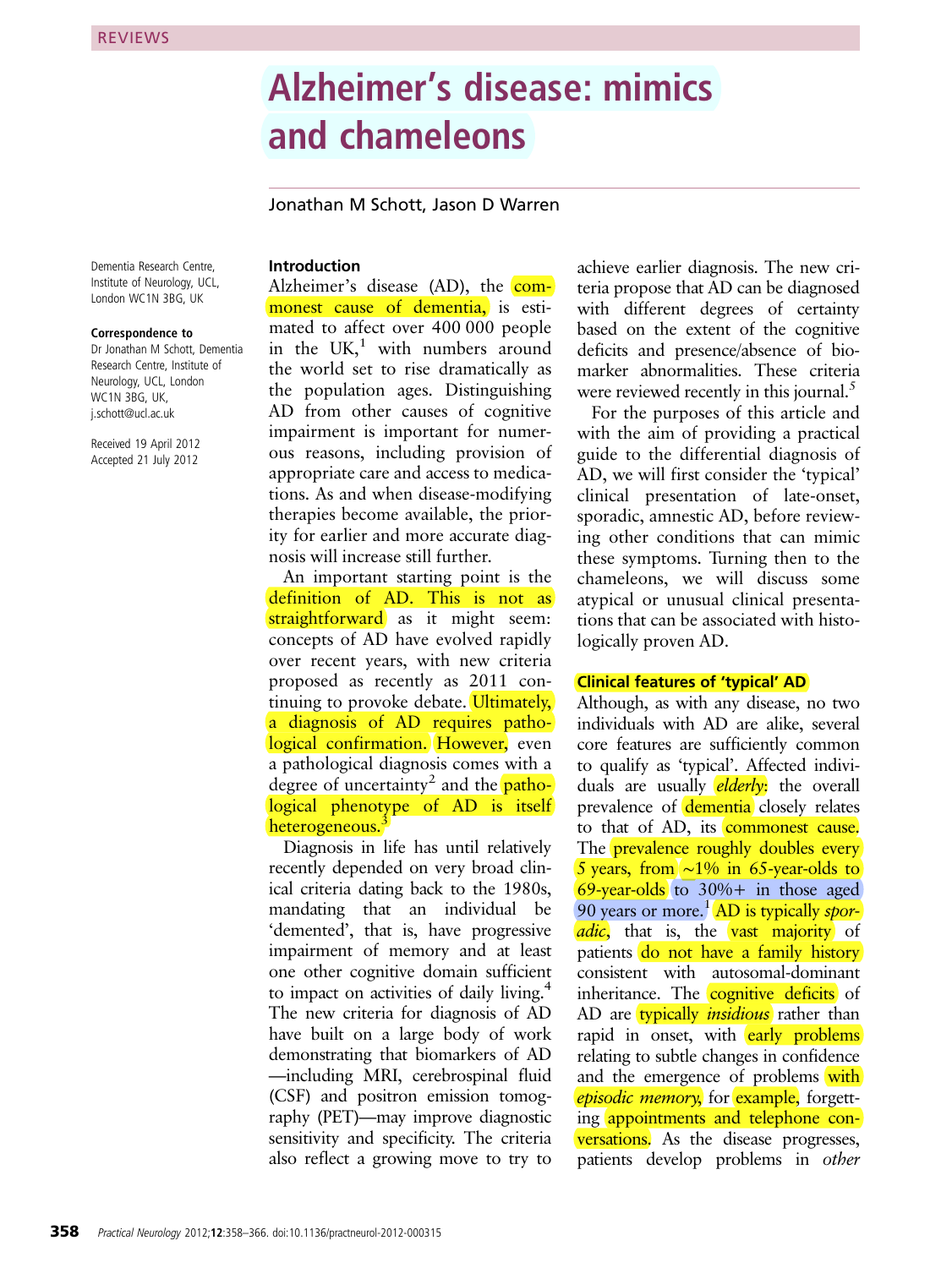REVIEWS

# Alzheimer's disease: mimics and chameleons

Jonathan M Schott, Jason D Warren

Dementia Research Centre, Institute of Neurology, UCL, London WC1N 3BG, UK

**Correspondence to**
Dr Jonathan M Schott, Dementia Research Centre, Institute of Neurology, UCL, London WC1N 3BG, UK, j.schott@ucl.ac.uk

Received 19 April 2012
Accepted 21 July 2012

## Introduction

Alzheimer's disease (AD), the commonest cause of dementia, is estimated to affect over 400 000 people in the UK,[1] with numbers around the world set to rise dramatically as the population ages. Distinguishing AD from other causes of cognitive impairment is important for numerous reasons, including provision of appropriate care and access to medications. As and when disease-modifying therapies become available, the priority for earlier and more accurate diagnosis will increase still further.

An important starting point is the definition of AD. This is not as straightforward as it might seem: concepts of AD have evolved rapidly over recent years, with new criteria proposed as recently as 2011 continuing to provoke debate. Ultimately, a diagnosis of AD requires pathological confirmation. However, even a pathological diagnosis comes with a degree of uncertainty[2] and the pathological phenotype of AD is itself heterogeneous.[3]

Diagnosis in life has until relatively recently depended on very broad clinical criteria dating back to the 1980s, mandating that an individual be 'demented', that is, have progressive impairment of memory and at least one other cognitive domain sufficient to impact on activities of daily living.[4] The new criteria for diagnosis of AD have built on a large body of work demonstrating that biomarkers of AD —including MRI, cerebrospinal fluid (CSF) and positron emission tomography (PET)—may improve diagnostic sensitivity and specificity. The criteria also reflect a growing move to try to achieve earlier diagnosis. The new criteria propose that AD can be diagnosed with different degrees of certainty based on the extent of the cognitive deficits and presence/absence of biomarker abnormalities. These criteria were reviewed recently in this journal.[5]

For the purposes of this article and with the aim of providing a practical guide to the differential diagnosis of AD, we will first consider the 'typical' clinical presentation of late-onset, sporadic, amnestic AD, before reviewing other conditions that can mimic these symptoms. Turning then to the chameleons, we will discuss some atypical or unusual clinical presentations that can be associated with histologically proven AD.

## Clinical features of 'typical' AD

Although, as with any disease, no two individuals with AD are alike, several core features are sufficiently common to qualify as 'typical'. Affected individuals are usually *elderly*: the overall prevalence of dementia closely relates to that of AD, its commonest cause. The prevalence roughly doubles every 5 years, from ~1% in 65-year-olds to 69-year-olds to 30%+ in those aged 90 years or more.[1] AD is typically *sporadic*, that is, the vast majority of patients do not have a family history consistent with autosomal-dominant inheritance. The cognitive deficits of AD are typically *insidious* rather than rapid in onset, with early problems relating to subtle changes in confidence and the emergence of problems with *episodic memory*, for example, forgetting appointments and telephone conversations. As the disease progresses, patients develop problems in *other*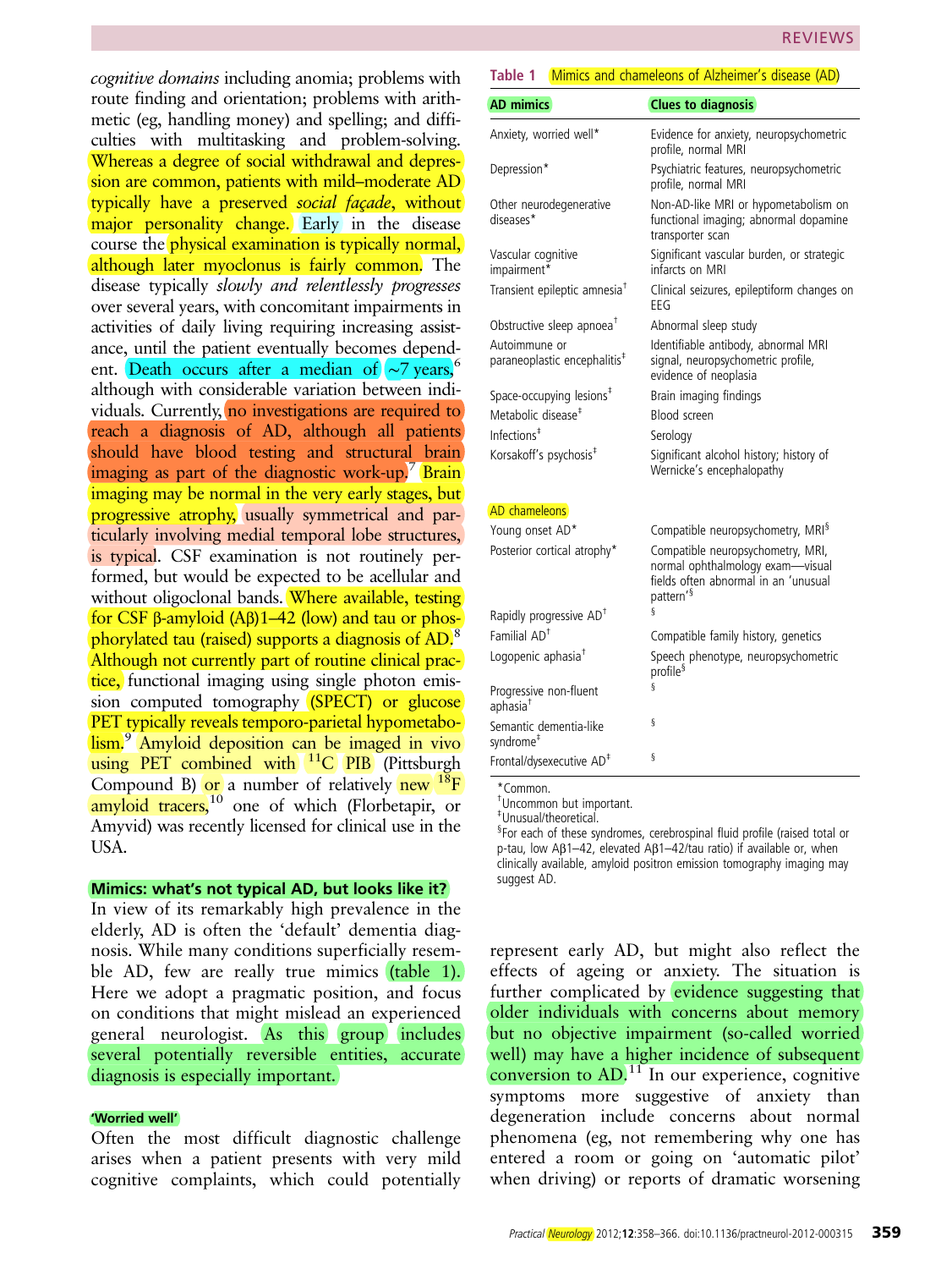*cognitive domains* including anomia; problems with route finding and orientation; problems with arithmetic (eg, handling money) and spelling; and difficulties with multitasking and problem-solving. Whereas a degree of social withdrawal and depression are common, patients with mild–moderate AD typically have a preserved *social façade*, without major personality change. Early in the disease course the physical examination is typically normal, although later myoclonus is fairly common. The disease typically *slowly and relentlessly progresses* over several years, with concomitant impairments in activities of daily living requiring increasing assistance, until the patient eventually becomes dependent. Death occurs after a median of ~7 years,[6] although with considerable variation between individuals. Currently, no investigations are required to reach a diagnosis of AD, although all patients should have blood testing and structural brain imaging as part of the diagnostic work-up.[7] Brain imaging may be normal in the very early stages, but progressive atrophy, usually symmetrical and particularly involving medial temporal lobe structures, is typical. CSF examination is not routinely performed, but would be expected to be acellular and without oligoclonal bands. Where available, testing for CSF β-amyloid (Aβ)1–42 (low) and tau or phosphorylated tau (raised) supports a diagnosis of AD.[8] Although not currently part of routine clinical practice, functional imaging using single photon emission computed tomography (SPECT) or glucose PET typically reveals temporo-parietal hypometabolism.[9] Amyloid deposition can be imaged in vivo using PET combined with $^{11}$C PIB (Pittsburgh Compound B) or a number of relatively new $^{18}$F amyloid tracers,[10] one of which (Florbetapir, or Amyvid) was recently licensed for clinical use in the USA.

## Mimics: what's not typical AD, but looks like it?

In view of its remarkably high prevalence in the elderly, AD is often the 'default' dementia diagnosis. While many conditions superficially resemble AD, few are really true mimics (table 1). Here we adopt a pragmatic position, and focus on conditions that might mislead an experienced general neurologist. As this group includes several potentially reversible entities, accurate diagnosis is especially important.

Table 1 Mimics and chameleons of Alzheimer's disease (AD)

| AD mimics | Clues to diagnosis |
|---|---|
| Anxiety, worried well* | Evidence for anxiety, neuropsychometric profile, normal MRI |
| Depression* | Psychiatric features, neuropsychometric profile, normal MRI |
| Other neurodegenerative diseases* | Non-AD-like MRI or hypometabolism on functional imaging; abnormal dopamine transporter scan |
| Vascular cognitive impairment* | Significant vascular burden, or strategic infarcts on MRI |
| Transient epileptic amnesia† | Clinical seizures, epileptiform changes on EEG |
| Obstructive sleep apnoea† | Abnormal sleep study |
| Autoimmune or paraneoplastic encephalitis‡ | Identifiable antibody, abnormal MRI signal, neuropsychometric profile, evidence of neoplasia |
| Space-occupying lesions‡ | Brain imaging findings |
| Metabolic disease‡ | Blood screen |
| Infections‡ | Serology |
| Korsakoff's psychosis‡ | Significant alcohol history; history of Wernicke's encephalopathy |
| **AD chameleons** | |
| Young onset AD* | Compatible neuropsychometry, MRI§ |
| Posterior cortical atrophy* | Compatible neuropsychometry, MRI, normal ophthalmology exam—visual fields often abnormal in an 'unusual pattern'§ |
| Rapidly progressive AD† | § |
| Familial AD† | Compatible family history, genetics |
| Logopenic aphasia† | Speech phenotype, neuropsychometric profile§ |
| Progressive non-fluent aphasia† | § |
| Semantic dementia-like syndrome‡ | § |
| Frontal/dysexecutive AD‡ | § |

*Common.
†Uncommon but important.
‡Unusual/theoretical.
§For each of these syndromes, cerebrospinal fluid profile (raised total or p-tau, low Aβ1–42, elevated Aβ1–42/tau ratio) if available or, when clinically available, amyloid positron emission tomography imaging may suggest AD.

### 'Worried well'

Often the most difficult diagnostic challenge arises when a patient presents with very mild cognitive complaints, which could potentially represent early AD, but might also reflect the effects of ageing or anxiety. The situation is further complicated by evidence suggesting that older individuals with concerns about memory but no objective impairment (so-called worried well) may have a higher incidence of subsequent conversion to AD.[11] In our experience, cognitive symptoms more suggestive of anxiety than degeneration include concerns about normal phenomena (eg, not remembering why one has entered a room or going on 'automatic pilot' when driving) or reports of dramatic worsening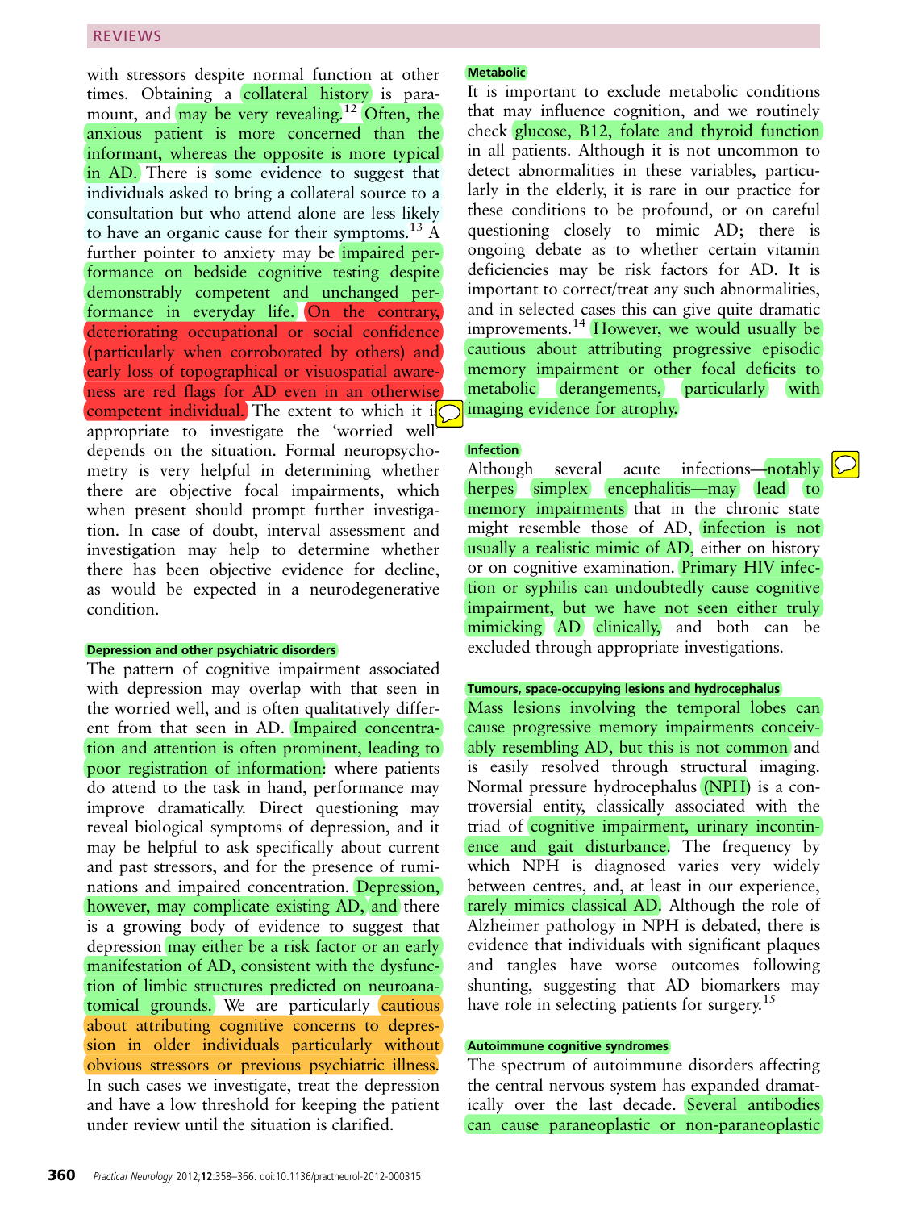with stressors despite normal function at other times. Obtaining a collateral history is paramount, and may be very revealing.[12] Often, the anxious patient is more concerned than the informant, whereas the opposite is more typical in AD. There is some evidence to suggest that individuals asked to bring a collateral source to a consultation but who attend alone are less likely to have an organic cause for their symptoms.[13] A further pointer to anxiety may be impaired performance on bedside cognitive testing despite demonstrably competent and unchanged performance in everyday life. On the contrary, deteriorating occupational or social confidence (particularly when corroborated by others) and early loss of topographical or visuospatial awareness are red flags for AD even in an otherwise competent individual. The extent to which it is appropriate to investigate the 'worried well' depends on the situation. Formal neuropsychometry is very helpful in determining whether there are objective focal impairments, which when present should prompt further investigation. In case of doubt, interval assessment and investigation may help to determine whether there has been objective evidence for decline, as would be expected in a neurodegenerative condition.

#### Depression and other psychiatric disorders

The pattern of cognitive impairment associated with depression may overlap with that seen in the worried well, and is often qualitatively different from that seen in AD. Impaired concentration and attention is often prominent, leading to poor registration of information: where patients do attend to the task in hand, performance may improve dramatically. Direct questioning may reveal biological symptoms of depression, and it may be helpful to ask specifically about current and past stressors, and for the presence of ruminations and impaired concentration. Depression, however, may complicate existing AD, and there is a growing body of evidence to suggest that depression may either be a risk factor or an early manifestation of AD, consistent with the dysfunction of limbic structures predicted on neuroanatomical grounds. We are particularly cautious about attributing cognitive concerns to depression in older individuals particularly without obvious stressors or previous psychiatric illness. In such cases we investigate, treat the depression and have a low threshold for keeping the patient under review until the situation is clarified.

#### Metabolic

It is important to exclude metabolic conditions that may influence cognition, and we routinely check glucose, B12, folate and thyroid function in all patients. Although it is not uncommon to detect abnormalities in these variables, particularly in the elderly, it is rare in our practice for these conditions to be profound, or on careful questioning closely to mimic AD; there is ongoing debate as to whether certain vitamin deficiencies may be risk factors for AD. It is important to correct/treat any such abnormalities, and in selected cases this can give quite dramatic improvements.[14] However, we would usually be cautious about attributing progressive episodic memory impairment or other focal deficits to metabolic derangements, particularly with imaging evidence for atrophy.

#### Infection

Although several acute infections—notably herpes simplex encephalitis—may lead to memory impairments that in the chronic state might resemble those of AD, infection is not usually a realistic mimic of AD, either on history or on cognitive examination. Primary HIV infection or syphilis can undoubtedly cause cognitive impairment, but we have not seen either truly mimicking AD clinically, and both can be excluded through appropriate investigations.

#### Tumours, space-occupying lesions and hydrocephalus

Mass lesions involving the temporal lobes can cause progressive memory impairments conceivably resembling AD, but this is not common and is easily resolved through structural imaging. Normal pressure hydrocephalus (NPH) is a controversial entity, classically associated with the triad of cognitive impairment, urinary incontinence and gait disturbance. The frequency by which NPH is diagnosed varies very widely between centres, and, at least in our experience, rarely mimics classical AD. Although the role of Alzheimer pathology in NPH is debated, there is evidence that individuals with significant plaques and tangles have worse outcomes following shunting, suggesting that AD biomarkers may have role in selecting patients for surgery.[15]

#### Autoimmune cognitive syndromes

The spectrum of autoimmune disorders affecting the central nervous system has expanded dramatically over the last decade. Several antibodies can cause paraneoplastic or non-paraneoplastic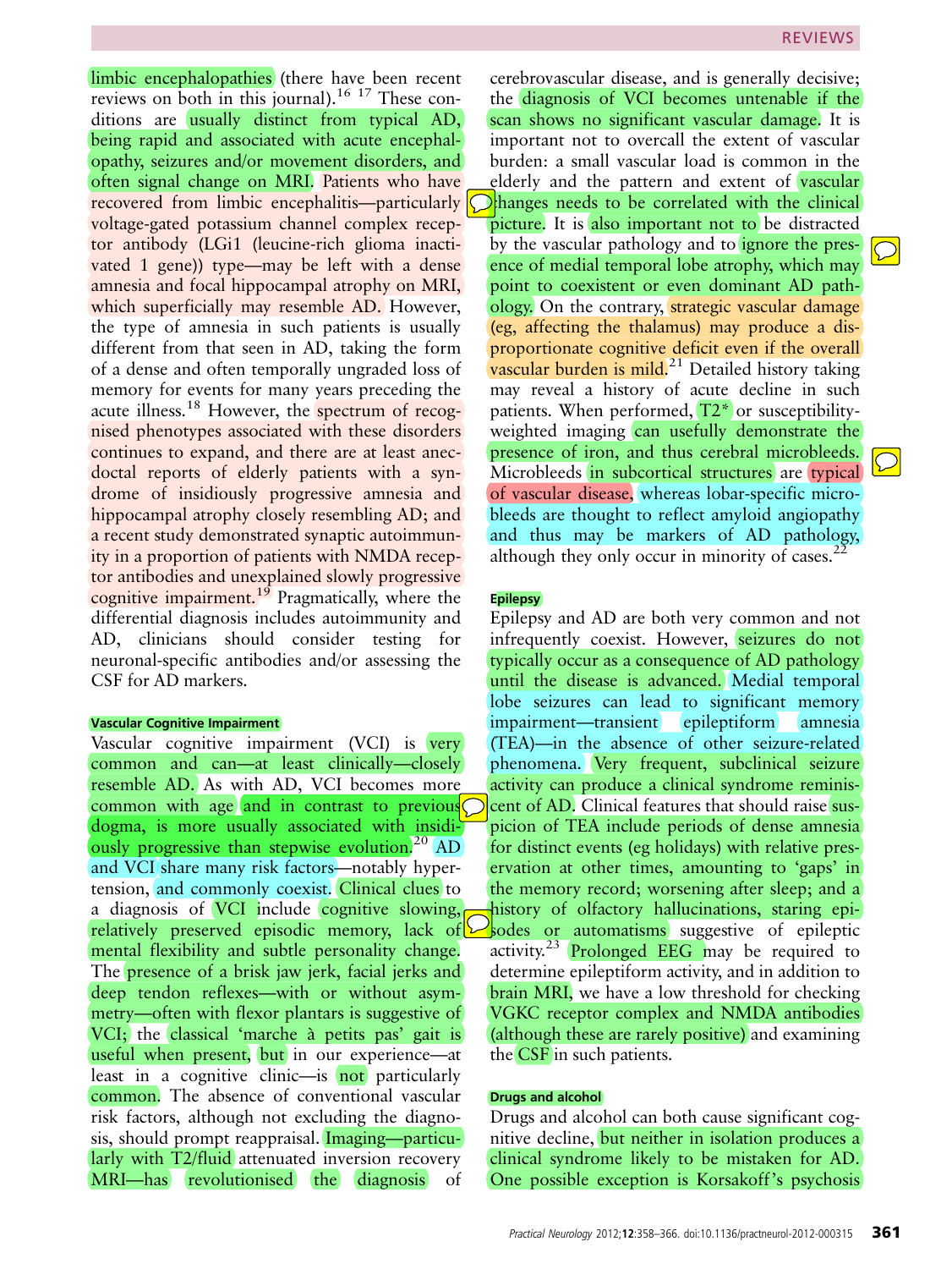limbic encephalopathies (there have been recent reviews on both in this journal).[16 17] These conditions are usually distinct from typical AD, being rapid and associated with acute encephalopathy, seizures and/or movement disorders, and often signal change on MRI. Patients who have recovered from limbic encephalitis—particularly voltage-gated potassium channel complex receptor antibody (LGi1 (leucine-rich glioma inactivated 1 gene)) type—may be left with a dense amnesia and focal hippocampal atrophy on MRI, which superficially may resemble AD. However, the type of amnesia in such patients is usually different from that seen in AD, taking the form of a dense and often temporally ungraded loss of memory for events for many years preceding the acute illness.[18] However, the spectrum of recognised phenotypes associated with these disorders continues to expand, and there are at least anecdotal reports of elderly patients with a syndrome of insidiously progressive amnesia and hippocampal atrophy closely resembling AD; and a recent study demonstrated synaptic autoimmunity in a proportion of patients with NMDA receptor antibodies and unexplained slowly progressive cognitive impairment.[19] Pragmatically, where the differential diagnosis includes autoimmunity and AD, clinicians should consider testing for neuronal-specific antibodies and/or assessing the CSF for AD markers.

### Vascular Cognitive Impairment

Vascular cognitive impairment (VCI) is very common and can—at least clinically—closely resemble AD. As with AD, VCI becomes more common with age and in contrast to previous dogma, is more usually associated with insidiously progressive than stepwise evolution.[20] AD and VCI share many risk factors—notably hypertension, and commonly coexist. Clinical clues to a diagnosis of VCI include cognitive slowing, relatively preserved episodic memory, lack of mental flexibility and subtle personality change. The presence of a brisk jaw jerk, facial jerks and deep tendon reflexes—with or without asymmetry—often with flexor plantars is suggestive of VCI; the classical 'marche à petits pas' gait is useful when present, but in our experience—at least in a cognitive clinic—is not particularly common. The absence of conventional vascular risk factors, although not excluding the diagnosis, should prompt reappraisal. Imaging—particularly with T2/fluid attenuated inversion recovery MRI—has revolutionised the diagnosis of cerebrovascular disease, and is generally decisive; the diagnosis of VCI becomes untenable if the scan shows no significant vascular damage. It is important not to overcall the extent of vascular burden: a small vascular load is common in the elderly and the pattern and extent of vascular changes needs to be correlated with the clinical picture. It is also important not to be distracted by the vascular pathology and to ignore the presence of medial temporal lobe atrophy, which may point to coexistent or even dominant AD pathology. On the contrary, strategic vascular damage (eg, affecting the thalamus) may produce a disproportionate cognitive deficit even if the overall vascular burden is mild.[21] Detailed history taking may reveal a history of acute decline in such patients. When performed, T2* or susceptibility-weighted imaging can usefully demonstrate the presence of iron, and thus cerebral microbleeds. Microbleeds in subcortical structures are typical of vascular disease, whereas lobar-specific microbleeds are thought to reflect amyloid angiopathy and thus may be markers of AD pathology, although they only occur in minority of cases.[22]

### Epilepsy

Epilepsy and AD are both very common and not infrequently coexist. However, seizures do not typically occur as a consequence of AD pathology until the disease is advanced. Medial temporal lobe seizures can lead to significant memory impairment—transient epileptiform amnesia (TEA)—in the absence of other seizure-related phenomena. Very frequent, subclinical seizure activity can produce a clinical syndrome reminiscent of AD. Clinical features that should raise suspicion of TEA include periods of dense amnesia for distinct events (eg holidays) with relative preservation at other times, amounting to 'gaps' in the memory record; worsening after sleep; and a history of olfactory hallucinations, staring episodes or automatisms suggestive of epileptic activity.[23] Prolonged EEG may be required to determine epileptiform activity, and in addition to brain MRI, we have a low threshold for checking VGKC receptor complex and NMDA antibodies (although these are rarely positive) and examining the CSF in such patients.

### Drugs and alcohol

Drugs and alcohol can both cause significant cognitive decline, but neither in isolation produces a clinical syndrome likely to be mistaken for AD. One possible exception is Korsakoff's psychosis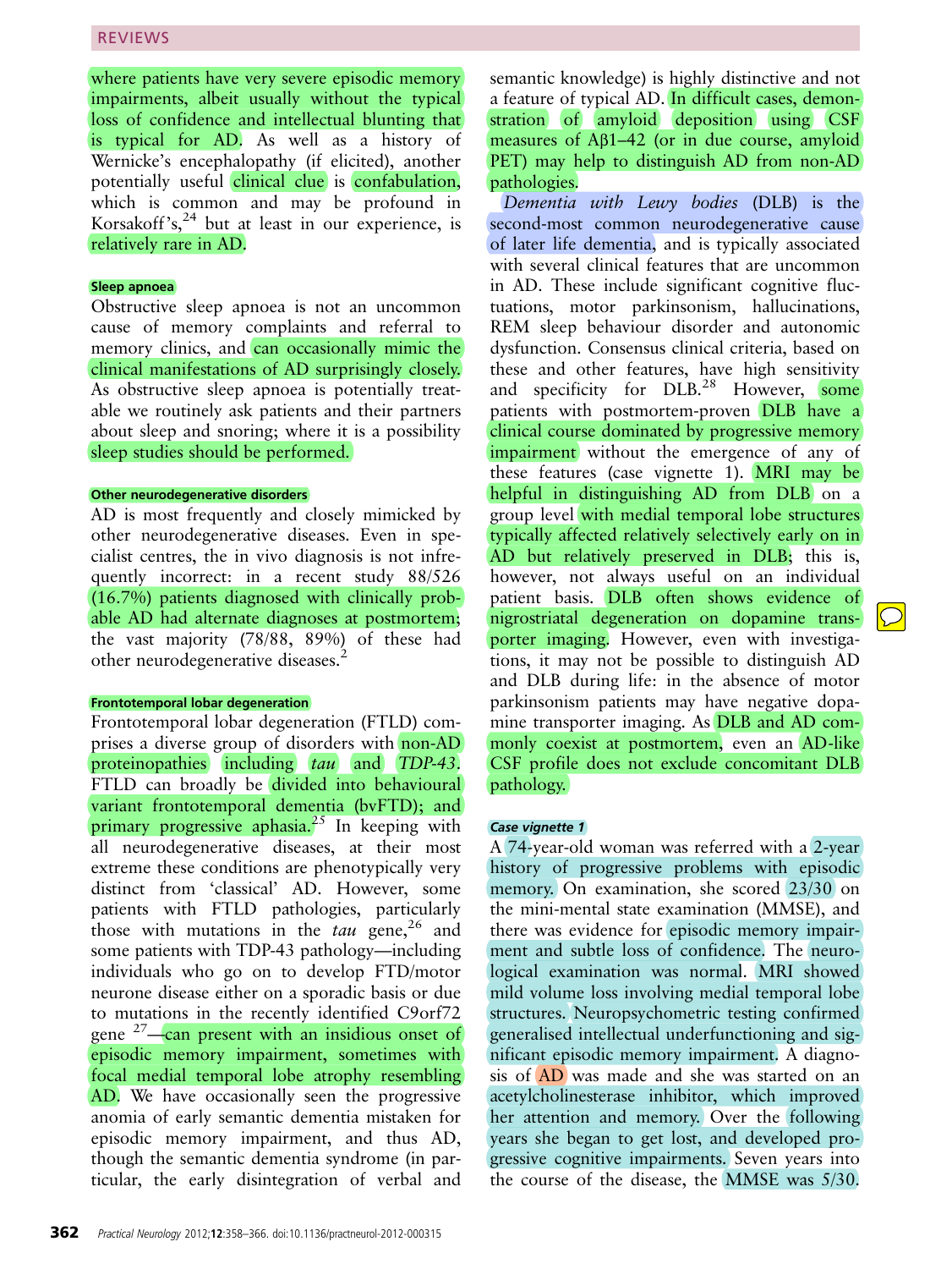where patients have very severe episodic memory impairments, albeit usually without the typical loss of confidence and intellectual blunting that is typical for AD. As well as a history of Wernicke's encephalopathy (if elicited), another potentially useful clinical clue is confabulation, which is common and may be profound in Korsakoff's,[24] but at least in our experience, is relatively rare in AD.

#### Sleep apnoea

Obstructive sleep apnoea is not an uncommon cause of memory complaints and referral to memory clinics, and can occasionally mimic the clinical manifestations of AD surprisingly closely. As obstructive sleep apnoea is potentially treatable we routinely ask patients and their partners about sleep and snoring; where it is a possibility sleep studies should be performed.

#### Other neurodegenerative disorders

AD is most frequently and closely mimicked by other neurodegenerative diseases. Even in specialist centres, the in vivo diagnosis is not infrequently incorrect: in a recent study 88/526 (16.7%) patients diagnosed with clinically probable AD had alternate diagnoses at postmortem; the vast majority (78/88, 89%) of these had other neurodegenerative diseases.[2]

#### Frontotemporal lobar degeneration

Frontotemporal lobar degeneration (FTLD) comprises a diverse group of disorders with non-AD proteinopathies including *tau* and *TDP-43*. FTLD can broadly be divided into behavioural variant frontotemporal dementia (bvFTD); and primary progressive aphasia.[25] In keeping with all neurodegenerative diseases, at their most extreme these conditions are phenotypically very distinct from 'classical' AD. However, some patients with FTLD pathologies, particularly those with mutations in the *tau* gene,[26] and some patients with TDP-43 pathology—including individuals who go on to develop FTD/motor neurone disease either on a sporadic basis or due to mutations in the recently identified C9orf72 gene [27]—can present with an insidious onset of episodic memory impairment, sometimes with focal medial temporal lobe atrophy resembling AD. We have occasionally seen the progressive anomia of early semantic dementia mistaken for episodic memory impairment, and thus AD, though the semantic dementia syndrome (in particular, the early disintegration of verbal and semantic knowledge) is highly distinctive and not a feature of typical AD. In difficult cases, demonstration of amyloid deposition using CSF measures of Aβ1–42 (or in due course, amyloid PET) may help to distinguish AD from non-AD pathologies.

*Dementia with Lewy bodies* (DLB) is the second-most common neurodegenerative cause of later life dementia, and is typically associated with several clinical features that are uncommon in AD. These include significant cognitive fluctuations, motor parkinsonism, hallucinations, REM sleep behaviour disorder and autonomic dysfunction. Consensus clinical criteria, based on these and other features, have high sensitivity and specificity for DLB.[28] However, some patients with postmortem-proven DLB have a clinical course dominated by progressive memory impairment without the emergence of any of these features (case vignette 1). MRI may be helpful in distinguishing AD from DLB on a group level with medial temporal lobe structures typically affected relatively selectively early on in AD but relatively preserved in DLB; this is, however, not always useful on an individual patient basis. DLB often shows evidence of nigrostriatal degeneration on dopamine transporter imaging. However, even with investigations, it may not be possible to distinguish AD and DLB during life: in the absence of motor parkinsonism patients may have negative dopamine transporter imaging. As DLB and AD commonly coexist at postmortem, even an AD-like CSF profile does not exclude concomitant DLB pathology.

#### *Case vignette 1*

A 74-year-old woman was referred with a 2-year history of progressive problems with episodic memory. On examination, she scored 23/30 on the mini-mental state examination (MMSE), and there was evidence for episodic memory impairment and subtle loss of confidence. The neurological examination was normal. MRI showed mild volume loss involving medial temporal lobe structures. Neuropsychometric testing confirmed generalised intellectual underfunctioning and significant episodic memory impairment. A diagnosis of AD was made and she was started on an acetylcholinesterase inhibitor, which improved her attention and memory. Over the following years she began to get lost, and developed progressive cognitive impairments. Seven years into the course of the disease, the MMSE was 5/30.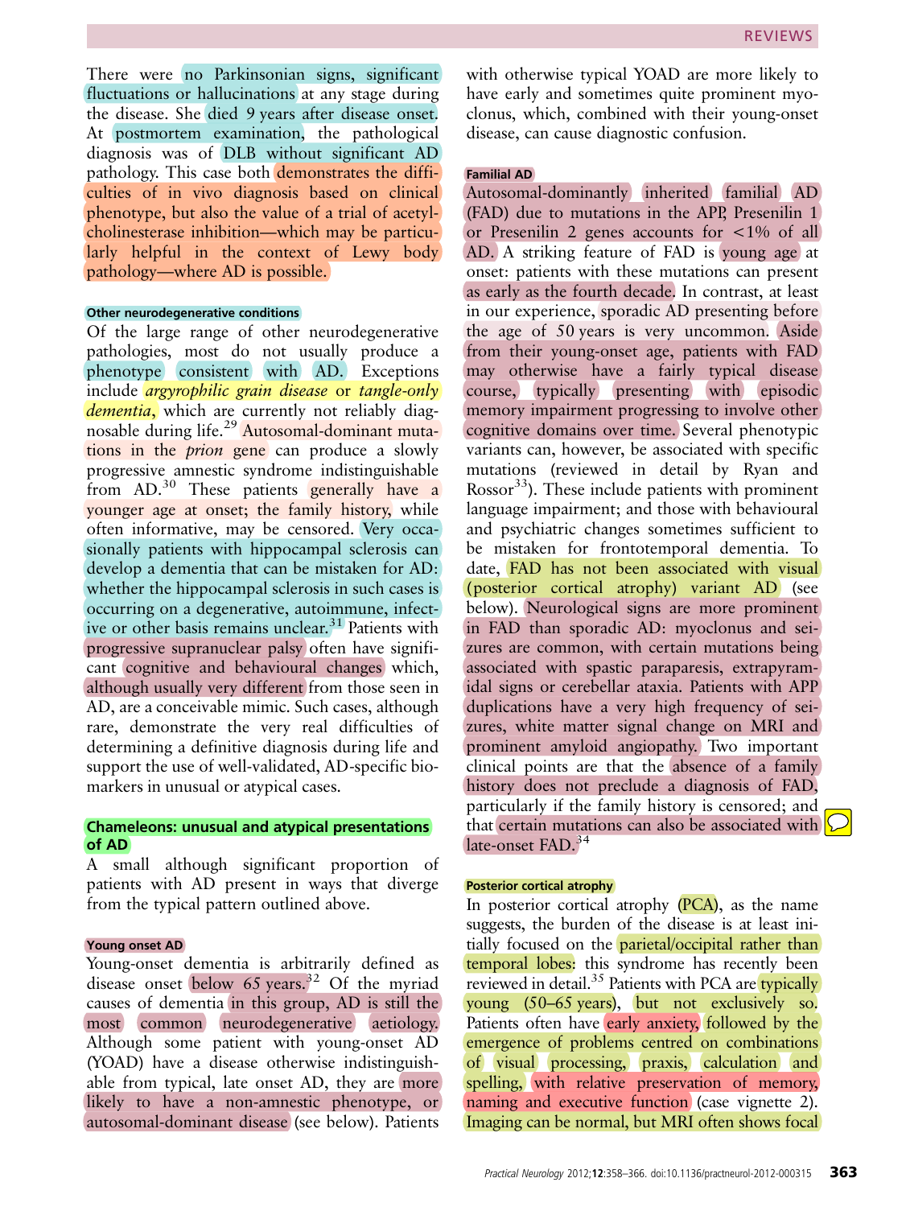There were no Parkinsonian signs, significant fluctuations or hallucinations at any stage during the disease. She died 9 years after disease onset. At postmortem examination, the pathological diagnosis was of DLB without significant AD pathology. This case both demonstrates the difficulties of in vivo diagnosis based on clinical phenotype, but also the value of a trial of acetylcholinesterase inhibition—which may be particularly helpful in the context of Lewy body pathology—where AD is possible.

#### Other neurodegenerative conditions

Of the large range of other neurodegenerative pathologies, most do not usually produce a phenotype consistent with AD. Exceptions include *argyrophilic grain disease* or *tangle-only dementia*, which are currently not reliably diagnosable during life.[29] Autosomal-dominant mutations in the *prion* gene can produce a slowly progressive amnestic syndrome indistinguishable from AD.[30] These patients generally have a younger age at onset; the family history, while often informative, may be censored. Very occasionally patients with hippocampal sclerosis can develop a dementia that can be mistaken for AD: whether the hippocampal sclerosis in such cases is occurring on a degenerative, autoimmune, infective or other basis remains unclear.[31] Patients with progressive supranuclear palsy often have significant cognitive and behavioural changes which, although usually very different from those seen in AD, are a conceivable mimic. Such cases, although rare, demonstrate the very real difficulties of determining a definitive diagnosis during life and support the use of well-validated, AD-specific biomarkers in unusual or atypical cases.

### Chameleons: unusual and atypical presentations of AD

A small although significant proportion of patients with AD present in ways that diverge from the typical pattern outlined above.

#### Young onset AD

Young-onset dementia is arbitrarily defined as disease onset below 65 years.[32] Of the myriad causes of dementia in this group, AD is still the most common neurodegenerative aetiology. Although some patient with young-onset AD (YOAD) have a disease otherwise indistinguishable from typical, late onset AD, they are more likely to have a non-amnestic phenotype, or autosomal-dominant disease (see below). Patients with otherwise typical YOAD are more likely to have early and sometimes quite prominent myoclonus, which, combined with their young-onset disease, can cause diagnostic confusion.

#### Familial AD

Autosomal-dominantly inherited familial AD (FAD) due to mutations in the APP, Presenilin 1 or Presenilin 2 genes accounts for <1% of all AD. A striking feature of FAD is young age at onset: patients with these mutations can present as early as the fourth decade. In contrast, at least in our experience, sporadic AD presenting before the age of 50 years is very uncommon. Aside from their young-onset age, patients with FAD may otherwise have a fairly typical disease course, typically presenting with episodic memory impairment progressing to involve other cognitive domains over time. Several phenotypic variants can, however, be associated with specific mutations (reviewed in detail by Ryan and Rossor[33]). These include patients with prominent language impairment; and those with behavioural and psychiatric changes sometimes sufficient to be mistaken for frontotemporal dementia. To date, FAD has not been associated with visual (posterior cortical atrophy) variant AD (see below). Neurological signs are more prominent in FAD than sporadic AD: myoclonus and seizures are common, with certain mutations being associated with spastic paraparesis, extrapyramidal signs or cerebellar ataxia. Patients with APP duplications have a very high frequency of seizures, white matter signal change on MRI and prominent amyloid angiopathy. Two important clinical points are that the absence of a family history does not preclude a diagnosis of FAD, particularly if the family history is censored; and that certain mutations can also be associated with late-onset FAD.[34]

#### Posterior cortical atrophy

In posterior cortical atrophy (PCA), as the name suggests, the burden of the disease is at least initially focused on the parietal/occipital rather than temporal lobes: this syndrome has recently been reviewed in detail.[35] Patients with PCA are typically young (50–65 years), but not exclusively so. Patients often have early anxiety, followed by the emergence of problems centred on combinations of visual processing, praxis, calculation and spelling, with relative preservation of memory, naming and executive function (case vignette 2). Imaging can be normal, but MRI often shows focal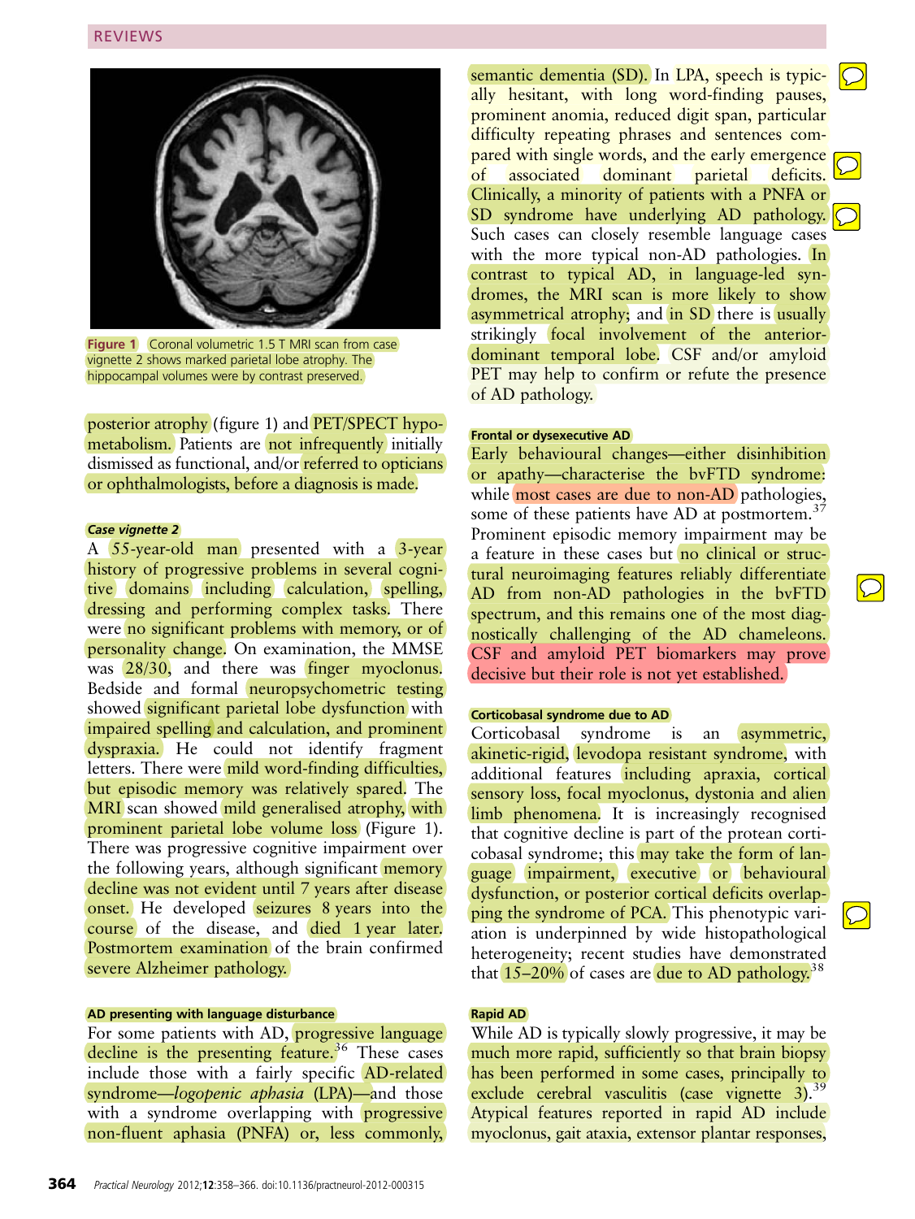Figure 1 Coronal volumetric 1.5 T MRI scan from case vignette 2 shows marked parietal lobe atrophy. The hippocampal volumes were by contrast preserved.

posterior atrophy (figure 1) and PET/SPECT hypometabolism. Patients are not infrequently initially dismissed as functional, and/or referred to opticians or ophthalmologists, before a diagnosis is made.

### Case vignette 2

A 55-year-old man presented with a 3-year history of progressive problems in several cognitive domains including calculation, spelling, dressing and performing complex tasks. There were no significant problems with memory, or of personality change. On examination, the MMSE was 28/30, and there was finger myoclonus. Bedside and formal neuropsychometric testing showed significant parietal lobe dysfunction with impaired spelling and calculation, and prominent dyspraxia. He could not identify fragment letters. There were mild word-finding difficulties, but episodic memory was relatively spared. The MRI scan showed mild generalised atrophy, with prominent parietal lobe volume loss (Figure 1). There was progressive cognitive impairment over the following years, although significant memory decline was not evident until 7 years after disease onset. He developed seizures 8 years into the course of the disease, and died 1 year later. Postmortem examination of the brain confirmed severe Alzheimer pathology.

### AD presenting with language disturbance

For some patients with AD, progressive language decline is the presenting feature.[36] These cases include those with a fairly specific AD-related syndrome—*logopenic aphasia* (LPA)—and those with a syndrome overlapping with progressive non-fluent aphasia (PNFA) or, less commonly, semantic dementia (SD). In LPA, speech is typically hesitant, with long word-finding pauses, prominent anomia, reduced digit span, particular difficulty repeating phrases and sentences compared with single words, and the early emergence of associated dominant parietal deficits. Clinically, a minority of patients with a PNFA or SD syndrome have underlying AD pathology. Such cases can closely resemble language cases with the more typical non-AD pathologies. In contrast to typical AD, in language-led syndromes, the MRI scan is more likely to show asymmetrical atrophy; and in SD there is usually strikingly focal involvement of the anterior-dominant temporal lobe. CSF and/or amyloid PET may help to confirm or refute the presence of AD pathology.

### Frontal or dysexecutive AD

Early behavioural changes—either disinhibition or apathy—characterise the bvFTD syndrome: while most cases are due to non-AD pathologies, some of these patients have AD at postmortem.[37] Prominent episodic memory impairment may be a feature in these cases but no clinical or structural neuroimaging features reliably differentiate AD from non-AD pathologies in the bvFTD spectrum, and this remains one of the most diagnostically challenging of the AD chameleons. CSF and amyloid PET biomarkers may prove decisive but their role is not yet established.

### Corticobasal syndrome due to AD

Corticobasal syndrome is an asymmetric, akinetic-rigid, levodopa resistant syndrome, with additional features including apraxia, cortical sensory loss, focal myoclonus, dystonia and alien limb phenomena. It is increasingly recognised that cognitive decline is part of the protean corticobasal syndrome; this may take the form of language impairment, executive or behavioural dysfunction, or posterior cortical deficits overlapping the syndrome of PCA. This phenotypic variation is underpinned by wide histopathological heterogeneity; recent studies have demonstrated that 15–20% of cases are due to AD pathology.[38]

### Rapid AD

While AD is typically slowly progressive, it may be much more rapid, sufficiently so that brain biopsy has been performed in some cases, principally to exclude cerebral vasculitis (case vignette 3).[39] Atypical features reported in rapid AD include myoclonus, gait ataxia, extensor plantar responses,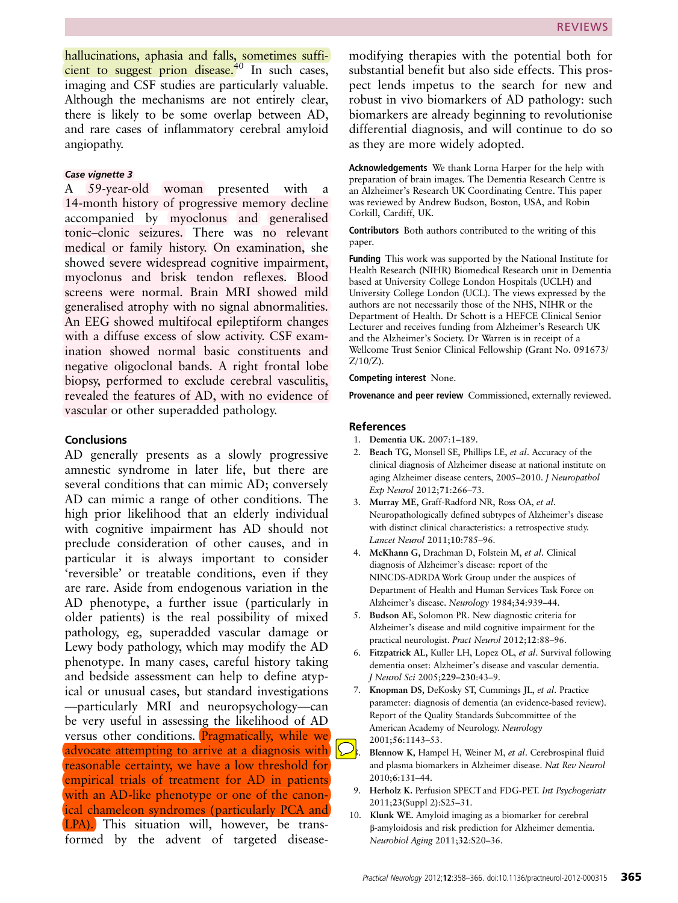hallucinations, aphasia and falls, sometimes sufficient to suggest prion disease.[40] In such cases, imaging and CSF studies are particularly valuable. Although the mechanisms are not entirely clear, there is likely to be some overlap between AD, and rare cases of inflammatory cerebral amyloid angiopathy.

#### *Case vignette 3*

A 59-year-old woman presented with a 14-month history of progressive memory decline accompanied by myoclonus and generalised tonic–clonic seizures. There was no relevant medical or family history. On examination, she showed severe widespread cognitive impairment, myoclonus and brisk tendon reflexes. Blood screens were normal. Brain MRI showed mild generalised atrophy with no signal abnormalities. An EEG showed multifocal epileptiform changes with a diffuse excess of slow activity. CSF examination showed normal basic constituents and negative oligoclonal bands. A right frontal lobe biopsy, performed to exclude cerebral vasculitis, revealed the features of AD, with no evidence of vascular or other superadded pathology.

## Conclusions

AD generally presents as a slowly progressive amnestic syndrome in later life, but there are several conditions that can mimic AD; conversely AD can mimic a range of other conditions. The high prior likelihood that an elderly individual with cognitive impairment has AD should not preclude consideration of other causes, and in particular it is always important to consider 'reversible' or treatable conditions, even if they are rare. Aside from endogenous variation in the AD phenotype, a further issue (particularly in older patients) is the real possibility of mixed pathology, eg, superadded vascular damage or Lewy body pathology, which may modify the AD phenotype. In many cases, careful history taking and bedside assessment can help to define atypical or unusual cases, but standard investigations—particularly MRI and neuropsychology—can be very useful in assessing the likelihood of AD versus other conditions. Pragmatically, while we advocate attempting to arrive at a diagnosis with reasonable certainty, we have a low threshold for empirical trials of treatment for AD in patients with an AD-like phenotype or one of the canonical chameleon syndromes (particularly PCA and LPA). This situation will, however, be transformed by the advent of targeted disease-modifying therapies with the potential both for substantial benefit but also side effects. This prospect lends impetus to the search for new and robust in vivo biomarkers of AD pathology: such biomarkers are already beginning to revolutionise differential diagnosis, and will continue to do so as they are more widely adopted.

**Acknowledgements** We thank Lorna Harper for the help with preparation of brain images. The Dementia Research Centre is an Alzheimer's Research UK Coordinating Centre. This paper was reviewed by Andrew Budson, Boston, USA, and Robin Corkill, Cardiff, UK.

**Contributors** Both authors contributed to the writing of this paper.

**Funding** This work was supported by the National Institute for Health Research (NIHR) Biomedical Research unit in Dementia based at University College London Hospitals (UCLH) and University College London (UCL). The views expressed by the authors are not necessarily those of the NHS, NIHR or the Department of Health. Dr Schott is a HEFCE Clinical Senior Lecturer and receives funding from Alzheimer's Research UK and the Alzheimer's Society. Dr Warren is in receipt of a Wellcome Trust Senior Clinical Fellowship (Grant No. 091673/Z/10/Z).

**Competing interest** None.

**Provenance and peer review** Commissioned, externally reviewed.

## References

1. **Dementia UK.** 2007:1–189.
2. **Beach TG**, Monsell SE, Phillips LE, *et al*. Accuracy of the clinical diagnosis of Alzheimer disease at national institute on aging Alzheimer disease centers, 2005–2010. *J Neuropathol Exp Neurol* 2012;**71**:266–73.
3. **Murray ME**, Graff-Radford NR, Ross OA, *et al*. Neuropathologically defined subtypes of Alzheimer's disease with distinct clinical characteristics: a retrospective study. *Lancet Neurol* 2011;**10**:785–96.
4. **McKhann G**, Drachman D, Folstein M, *et al*. Clinical diagnosis of Alzheimer's disease: report of the NINCDS-ADRDA Work Group under the auspices of Department of Health and Human Services Task Force on Alzheimer's disease. *Neurology* 1984;**34**:939–44.
5. **Budson AE**, Solomon PR. New diagnostic criteria for Alzheimer's disease and mild cognitive impairment for the practical neurologist. *Pract Neurol* 2012;**12**:88–96.
6. **Fitzpatrick AL**, Kuller LH, Lopez OL, *et al*. Survival following dementia onset: Alzheimer's disease and vascular dementia. *J Neurol Sci* 2005;**229–230**:43–9.
7. **Knopman DS**, DeKosky ST, Cummings JL, *et al*. Practice parameter: diagnosis of dementia (an evidence-based review). Report of the Quality Standards Subcommittee of the American Academy of Neurology. *Neurology* 2001;**56**:1143–53.
8. **Blennow K**, Hampel H, Weiner M, *et al*. Cerebrospinal fluid and plasma biomarkers in Alzheimer disease. *Nat Rev Neurol* 2010;**6**:131–44.
9. **Herholz K.** Perfusion SPECT and FDG-PET. *Int Psychogeriatr* 2011;**23**(Suppl 2):S25–31.
10. **Klunk WE.** Amyloid imaging as a biomarker for cerebral β-amyloidosis and risk prediction for Alzheimer dementia. *Neurobiol Aging* 2011;**32**:S20–36.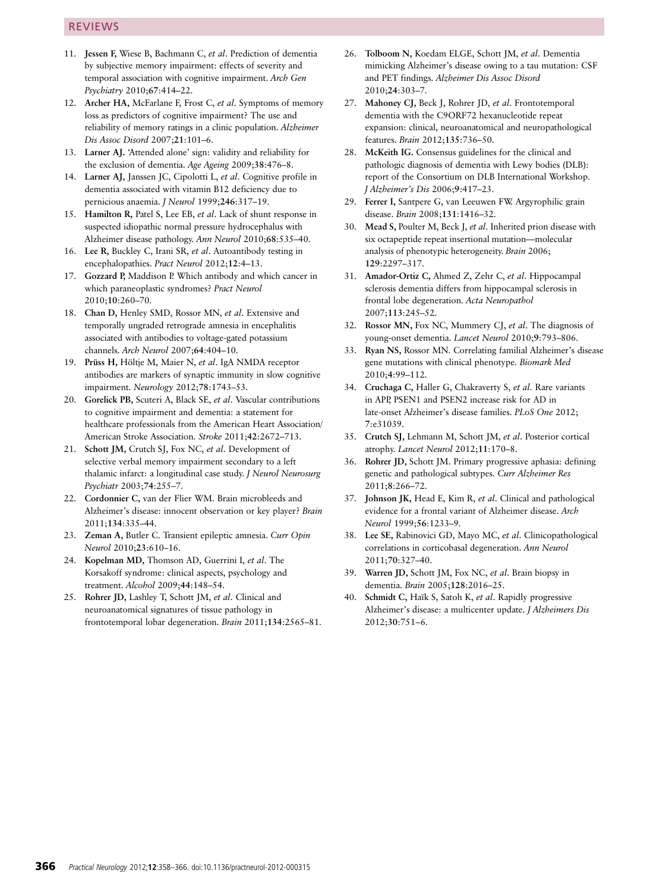11. **Jessen F,** Wiese B, Bachmann C, *et al*. Prediction of dementia by subjective memory impairment: effects of severity and temporal association with cognitive impairment. *Arch Gen Psychiatry* 2010;**67**:414–22.
12. **Archer HA,** McFarlane F, Frost C, *et al*. Symptoms of memory loss as predictors of cognitive impairment? The use and reliability of memory ratings in a clinic population. *Alzheimer Dis Assoc Disord* 2007;**21**:101–6.
13. **Larner AJ.** 'Attended alone' sign: validity and reliability for the exclusion of dementia. *Age Ageing* 2009;**38**:476–8.
14. **Larner AJ,** Janssen JC, Cipolotti L, *et al*. Cognitive profile in dementia associated with vitamin B12 deficiency due to pernicious anaemia. *J Neurol* 1999;**246**:317–19.
15. **Hamilton R,** Patel S, Lee EB, *et al*. Lack of shunt response in suspected idiopathic normal pressure hydrocephalus with Alzheimer disease pathology. *Ann Neurol* 2010;**68**:535–40.
16. **Lee R,** Buckley C, Irani SR, *et al*. Autoantibody testing in encephalopathies. *Pract Neurol* 2012;**12**:4–13.
17. **Gozzard P,** Maddison P. Which antibody and which cancer in which paraneoplastic syndromes? *Pract Neurol* 2010;**10**:260–70.
18. **Chan D,** Henley SMD, Rossor MN, *et al*. Extensive and temporally ungraded retrograde amnesia in encephalitis associated with antibodies to voltage-gated potassium channels. *Arch Neurol* 2007;**64**:404–10.
19. **Prüss H,** Höltje M, Maier N, *et al*. IgA NMDA receptor antibodies are markers of synaptic immunity in slow cognitive impairment. *Neurology* 2012;**78**:1743–53.
20. **Gorelick PB,** Scuteri A, Black SE, *et al*. Vascular contributions to cognitive impairment and dementia: a statement for healthcare professionals from the American Heart Association/American Stroke Association. *Stroke* 2011;**42**:2672–713.
21. **Schott JM,** Crutch SJ, Fox NC, *et al*. Development of selective verbal memory impairment secondary to a left thalamic infarct: a longitudinal case study. *J Neurol Neurosurg Psychiatr* 2003;**74**:255–7.
22. **Cordonnier C,** van der Flier WM. Brain microbleeds and Alzheimer's disease: innocent observation or key player? *Brain* 2011;**134**:335–44.
23. **Zeman A,** Butler C. Transient epileptic amnesia. *Curr Opin Neurol* 2010;**23**:610–16.
24. **Kopelman MD,** Thomson AD, Guerrini I, *et al*. The Korsakoff syndrome: clinical aspects, psychology and treatment. *Alcohol* 2009;**44**:148–54.
25. **Rohrer JD,** Lashley T, Schott JM, *et al*. Clinical and neuroanatomical signatures of tissue pathology in frontotemporal lobar degeneration. *Brain* 2011;**134**:2565–81.
26. **Tolboom N,** Koedam ELGE, Schott JM, *et al*. Dementia mimicking Alzheimer's disease owing to a tau mutation: CSF and PET findings. *Alzheimer Dis Assoc Disord* 2010;**24**:303–7.
27. **Mahoney CJ,** Beck J, Rohrer JD, *et al*. Frontotemporal dementia with the C9ORF72 hexanucleotide repeat expansion: clinical, neuroanatomical and neuropathological features. *Brain* 2012;**135**:736–50.
28. **McKeith IG.** Consensus guidelines for the clinical and pathologic diagnosis of dementia with Lewy bodies (DLB): report of the Consortium on DLB International Workshop. *J Alzheimer's Dis* 2006;**9**:417–23.
29. **Ferrer I,** Santpere G, van Leeuwen FW. Argyrophilic grain disease. *Brain* 2008;**131**:1416–32.
30. **Mead S,** Poulter M, Beck J, *et al*. Inherited prion disease with six octapeptide repeat insertional mutation—molecular analysis of phenotypic heterogeneity. *Brain* 2006;**129**:2297–317.
31. **Amador-Ortiz C,** Ahmed Z, Zehr C, *et al*. Hippocampal sclerosis dementia differs from hippocampal sclerosis in frontal lobe degeneration. *Acta Neuropathol* 2007;**113**:245–52.
32. **Rossor MN,** Fox NC, Mummery CJ, *et al*. The diagnosis of young-onset dementia. *Lancet Neurol* 2010;**9**:793–806.
33. **Ryan NS,** Rossor MN. Correlating familial Alzheimer's disease gene mutations with clinical phenotype. *Biomark Med* 2010;**4**:99–112.
34. **Cruchaga C,** Haller G, Chakraverty S, *et al*. Rare variants in APP, PSEN1 and PSEN2 increase risk for AD in late-onset Alzheimer's disease families. *PLoS One* 2012;**7**:e31039.
35. **Crutch SJ,** Lehmann M, Schott JM, *et al*. Posterior cortical atrophy. *Lancet Neurol* 2012;**11**:170–8.
36. **Rohrer JD,** Schott JM. Primary progressive aphasia: defining genetic and pathological subtypes. *Curr Alzheimer Res* 2011;**8**:266–72.
37. **Johnson JK,** Head E, Kim R, *et al*. Clinical and pathological evidence for a frontal variant of Alzheimer disease. *Arch Neurol* 1999;**56**:1233–9.
38. **Lee SE,** Rabinovici GD, Mayo MC, *et al*. Clinicopathological correlations in corticobasal degeneration. *Ann Neurol* 2011;**70**:327–40.
39. **Warren JD,** Schott JM, Fox NC, *et al*. Brain biopsy in dementia. *Brain* 2005;**128**:2016–25.
40. **Schmidt C,** Haïk S, Satoh K, *et al*. Rapidly progressive Alzheimer's disease: a multicenter update. *J Alzheimers Dis* 2012;**30**:751–6.